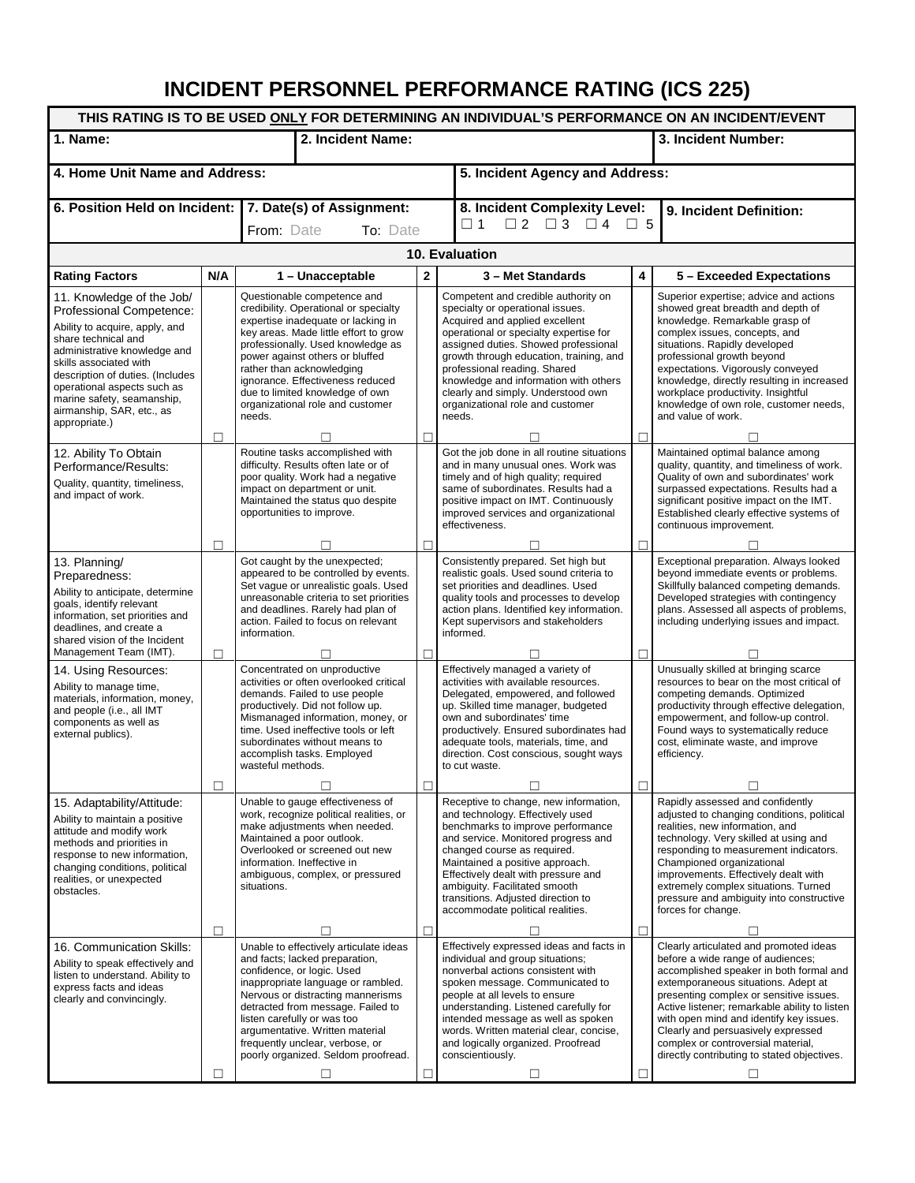# INCIDENT PERSONNEL PERFORMANCE RATING (ICS 225)

| THIS RATING IS TO BE USED ONLY FOR DETERMINING AN INDIVIDUAL'S PERFORMANCE ON AN INCIDENT/EVENT | | | |
|---|---|---|---|
| **1. Name:** | **2. Incident Name:** | | **3. Incident Number:** |
| **4. Home Unit Name and Address:** | | **5. Incident Agency and Address:** | |
| **6. Position Held on Incident:** | **7. Date(s) of Assignment:** From: Date To: Date | **8. Incident Complexity Level:** ☐ 1 ☐ 2 ☐ 3 ☐ 4 ☐ 5 | **9. Incident Definition:** |

**10. Evaluation**

| Rating Factors | N/A | 1 – Unacceptable | 2 | 3 – Met Standards | 4 | 5 – Exceeded Expectations |
|---|---|---|---|---|---|---|
| 11. Knowledge of the Job/ Professional Competence: Ability to acquire, apply, and share technical and administrative knowledge and skills associated with description of duties. (Includes operational aspects such as marine safety, seamanship, airmanship, SAR, etc., as appropriate.) | ☐ | Questionable competence and credibility. Operational or specialty expertise inadequate or lacking in key areas. Made little effort to grow professionally. Used knowledge as power against others or bluffed rather than acknowledging ignorance. Effectiveness reduced due to limited knowledge of own organizational role and customer needs. ☐ | ☐ | Competent and credible authority on specialty or operational issues. Acquired and applied excellent operational or specialty expertise for assigned duties. Showed professional growth through education, training, and professional reading. Shared knowledge and information with others clearly and simply. Understood own organizational role and customer needs. ☐ | ☐ | Superior expertise; advice and actions showed great breadth and depth of knowledge. Remarkable grasp of complex issues, concepts, and situations. Rapidly developed professional growth beyond expectations. Vigorously conveyed knowledge, directly resulting in increased workplace productivity. Insightful knowledge of own role, customer needs, and value of work. ☐ |
| 12. Ability To Obtain Performance/Results: Quality, quantity, timeliness, and impact of work. | ☐ | Routine tasks accomplished with difficulty. Results often late or of poor quality. Work had a negative impact on department or unit. Maintained the status quo despite opportunities to improve. ☐ | ☐ | Got the job done in all routine situations and in many unusual ones. Work was timely and of high quality; required same of subordinates. Results had a positive impact on IMT. Continuously improved services and organizational effectiveness. ☐ | ☐ | Maintained optimal balance among quality, quantity, and timeliness of work. Quality of own and subordinates' work surpassed expectations. Results had a significant positive impact on the IMT. Established clearly effective systems of continuous improvement. ☐ |
| 13. Planning/ Preparedness: Ability to anticipate, determine goals, identify relevant information, set priorities and deadlines, and create a shared vision of the Incident Management Team (IMT). | ☐ | Got caught by the unexpected; appeared to be controlled by events. Set vague or unrealistic goals. Used unreasonable criteria to set priorities and deadlines. Rarely had plan of action. Failed to focus on relevant information. ☐ | ☐ | Consistently prepared. Set high but realistic goals. Used sound criteria to set priorities and deadlines. Used quality tools and processes to develop action plans. Identified key information. Kept supervisors and stakeholders informed. ☐ | ☐ | Exceptional preparation. Always looked beyond immediate events or problems. Skillfully balanced competing demands. Developed strategies with contingency plans. Assessed all aspects of problems, including underlying issues and impact. ☐ |
| 14. Using Resources: Ability to manage time, materials, information, money, and people (i.e., all IMT components as well as external publics). | ☐ | Concentrated on unproductive activities or often overlooked critical demands. Failed to use people productively. Did not follow up. Mismanaged information, money, or time. Used ineffective tools or left subordinates without means to accomplish tasks. Employed wasteful methods. ☐ | ☐ | Effectively managed a variety of activities with available resources. Delegated, empowered, and followed up. Skilled time manager, budgeted own and subordinates' time productively. Ensured subordinates had adequate tools, materials, time, and direction. Cost conscious, sought ways to cut waste. ☐ | ☐ | Unusually skilled at bringing scarce resources to bear on the most critical of competing demands. Optimized productivity through effective delegation, empowerment, and follow-up control. Found ways to systematically reduce cost, eliminate waste, and improve efficiency. ☐ |
| 15. Adaptability/Attitude: Ability to maintain a positive attitude and modify work methods and priorities in response to new information, changing conditions, political realities, or unexpected obstacles. | ☐ | Unable to gauge effectiveness of work, recognize political realities, or make adjustments when needed. Maintained a poor outlook. Overlooked or screened out new information. Ineffective in ambiguous, complex, or pressured situations. ☐ | ☐ | Receptive to change, new information, and technology. Effectively used benchmarks to improve performance and service. Monitored progress and changed course as required. Maintained a positive approach. Effectively dealt with pressure and ambiguity. Facilitated smooth transitions. Adjusted direction to accommodate political realities. ☐ | ☐ | Rapidly assessed and confidently adjusted to changing conditions, political realities, new information, and technology. Very skilled at using and responding to measurement indicators. Championed organizational improvements. Effectively dealt with extremely complex situations. Turned pressure and ambiguity into constructive forces for change. ☐ |
| 16. Communication Skills: Ability to speak effectively and listen to understand. Ability to express facts and ideas clearly and convincingly. | ☐ | Unable to effectively articulate ideas and facts; lacked preparation, confidence, or logic. Used inappropriate language or rambled. Nervous or distracting mannerisms detracted from message. Failed to listen carefully or was too argumentative. Written material frequently unclear, verbose, or poorly organized. Seldom proofread. ☐ | ☐ | Effectively expressed ideas and facts in individual and group situations; nonverbal actions consistent with spoken message. Communicated to people at all levels to ensure understanding. Listened carefully for intended message as well as spoken words. Written material clear, concise, and logically organized. Proofread conscientiously. ☐ | ☐ | Clearly articulated and promoted ideas before a wide range of audiences; accomplished speaker in both formal and extemporaneous situations. Adept at presenting complex or sensitive issues. Active listener; remarkable ability to listen with open mind and identify key issues. Clearly and persuasively expressed complex or controversial material, directly contributing to stated objectives. ☐ |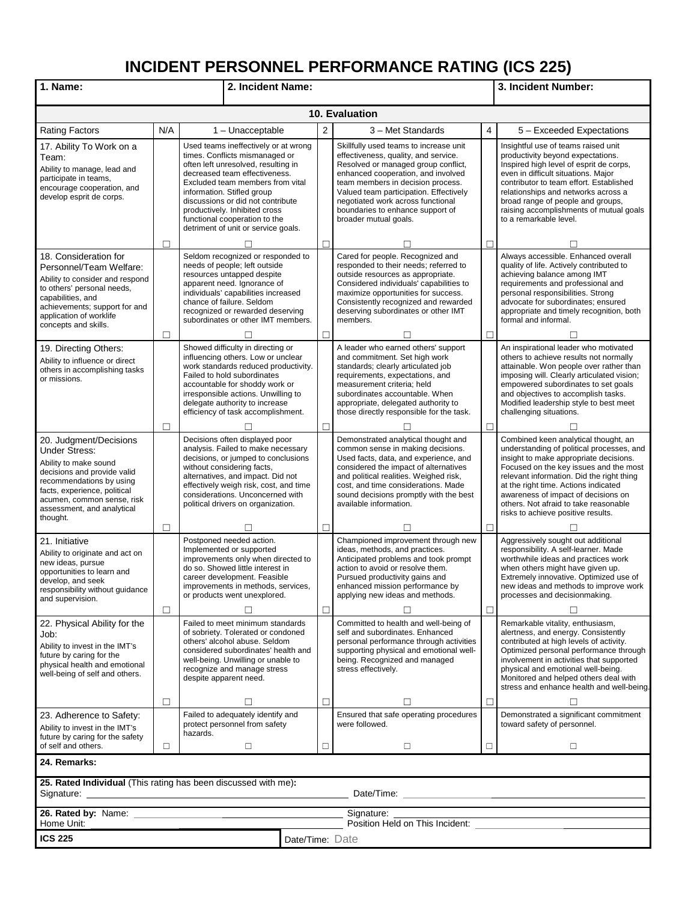# INCIDENT PERSONNEL PERFORMANCE RATING (ICS 225)

| 1. Name: | 2. Incident Name: | 3. Incident Number: |
|---|---|---|
| | | |

## 10. Evaluation

| Rating Factors | N/A | 1 – Unacceptable | 2 | 3 – Met Standards | 4 | 5 – Exceeded Expectations |
|---|---|---|---|---|---|---|
| 17. Ability To Work on a Team: Ability to manage, lead and participate in teams, encourage cooperation, and develop esprit de corps. | ☐ | Used teams ineffectively or at wrong times. Conflicts mismanaged or often left unresolved, resulting in decreased team effectiveness. Excluded team members from vital information. Stifled group discussions or did not contribute productively. Inhibited cross functional cooperation to the detriment of unit or service goals. ☐ | ☐ | Skillfully used teams to increase unit effectiveness, quality, and service. Resolved or managed group conflict, enhanced cooperation, and involved team members in decision process. Valued team participation. Effectively negotiated work across functional boundaries to enhance support of broader mutual goals. ☐ | ☐ | Insightful use of teams raised unit productivity beyond expectations. Inspired high level of esprit de corps, even in difficult situations. Major contributor to team effort. Established relationships and networks across a broad range of people and groups, raising accomplishments of mutual goals to a remarkable level. ☐ |
| 18. Consideration for Personnel/Team Welfare: Ability to consider and respond to others' personal needs, capabilities, and achievements; support for and application of worklife concepts and skills. | ☐ | Seldom recognized or responded to needs of people; left outside resources untapped despite apparent need. Ignorance of individuals' capabilities increased chance of failure. Seldom recognized or rewarded deserving subordinates or other IMT members. ☐ | ☐ | Cared for people. Recognized and responded to their needs; referred to outside resources as appropriate. Considered individuals' capabilities to maximize opportunities for success. Consistently recognized and rewarded deserving subordinates or other IMT members. ☐ | ☐ | Always accessible. Enhanced overall quality of life. Actively contributed to achieving balance among IMT requirements and professional and personal responsibilities. Strong advocate for subordinates; ensured appropriate and timely recognition, both formal and informal. ☐ |
| 19. Directing Others: Ability to influence or direct others in accomplishing tasks or missions. | ☐ | Showed difficulty in directing or influencing others. Low or unclear work standards reduced productivity. Failed to hold subordinates accountable for shoddy work or irresponsible actions. Unwilling to delegate authority to increase efficiency of task accomplishment. ☐ | ☐ | A leader who earned others' support and commitment. Set high work standards; clearly articulated job requirements, expectations, and measurement criteria; held subordinates accountable. When appropriate, delegated authority to those directly responsible for the task. ☐ | ☐ | An inspirational leader who motivated others to achieve results not normally attainable. Won people over rather than imposing will. Clearly articulated vision; empowered subordinates to set goals and objectives to accomplish tasks. Modified leadership style to best meet challenging situations. ☐ |
| 20. Judgment/Decisions Under Stress: Ability to make sound decisions and provide valid recommendations by using facts, experience, political acumen, common sense, risk assessment, and analytical thought. | ☐ | Decisions often displayed poor analysis. Failed to make necessary decisions, or jumped to conclusions without considering facts, alternatives, and impact. Did not effectively weigh risk, cost, and time considerations. Unconcerned with political drivers on organization. ☐ | ☐ | Demonstrated analytical thought and common sense in making decisions. Used facts, data, and experience, and considered the impact of alternatives and political realities. Weighed risk, cost, and time considerations. Made sound decisions promptly with the best available information. ☐ | ☐ | Combined keen analytical thought, an understanding of political processes, and insight to make appropriate decisions. Focused on the key issues and the most relevant information. Did the right thing at the right time. Actions indicated awareness of impact of decisions on others. Not afraid to take reasonable risks to achieve positive results. ☐ |
| 21. Initiative Ability to originate and act on new ideas, pursue opportunities to learn and develop, and seek responsibility without guidance and supervision. | ☐ | Postponed needed action. Implemented or supported improvements only when directed to do so. Showed little interest in career development. Feasible improvements in methods, services, or products went unexplored. ☐ | ☐ | Championed improvement through new ideas, methods, and practices. Anticipated problems and took prompt action to avoid or resolve them. Pursued productivity gains and enhanced mission performance by applying new ideas and methods. ☐ | ☐ | Aggressively sought out additional responsibility. A self-learner. Made worthwhile ideas and practices work when others might have given up. Extremely innovative. Optimized use of new ideas and methods to improve work processes and decisionmaking. ☐ |
| 22. Physical Ability for the Job: Ability to invest in the IMT's future by caring for the physical health and emotional well-being of self and others. | ☐ | Failed to meet minimum standards of sobriety. Tolerated or condoned others' alcohol abuse. Seldom considered subordinates' health and well-being. Unwilling or unable to recognize and manage stress despite apparent need. ☐ | ☐ | Committed to health and well-being of self and subordinates. Enhanced personal performance through activities supporting physical and emotional well-being. Recognized and managed stress effectively. ☐ | ☐ | Remarkable vitality, enthusiasm, alertness, and energy. Consistently contributed at high levels of activity. Optimized personal performance through involvement in activities that supported physical and emotional well-being. Monitored and helped others deal with stress and enhance health and well-being. ☐ |
| 23. Adherence to Safety: Ability to invest in the IMT's future by caring for the safety of self and others. | ☐ | Failed to adequately identify and protect personnel from safety hazards. ☐ | ☐ | Ensured that safe operating procedures were followed. ☐ | ☐ | Demonstrated a significant commitment toward safety of personnel. ☐ |

**24. Remarks:**

**25. Rated Individual** (This rating has been discussed with me)**:**
Signature: ____________________ Date/Time: ____________________

**26. Rated by:** Name: ____________________ Signature: ____________________
Home Unit: ____________________ Position Held on This Incident: ____________________

**ICS 225** Date/Time: Date